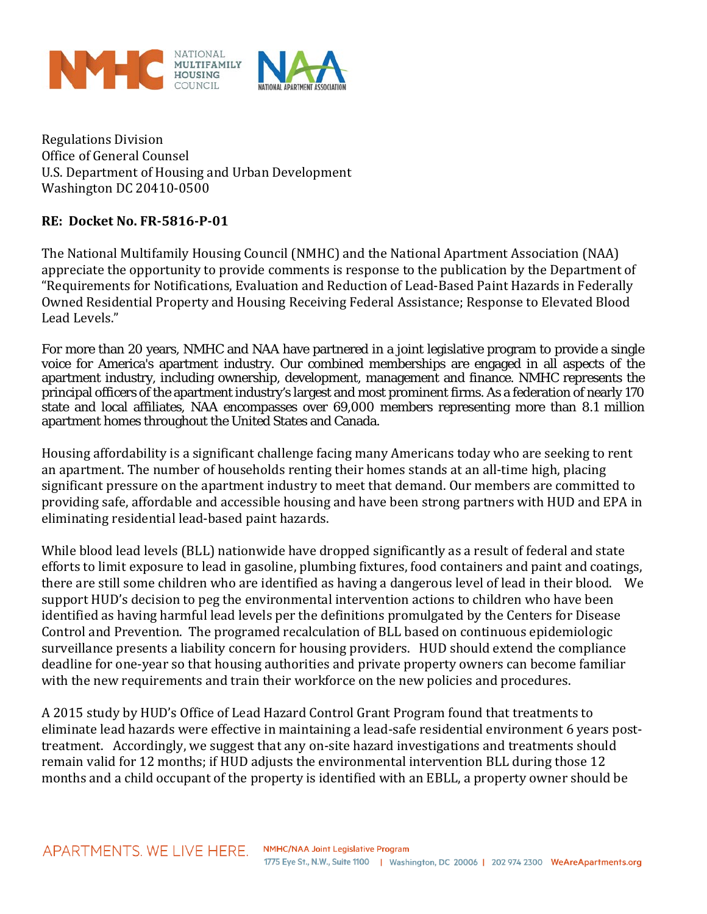NATIONAL MULTIFAMILY HOUSING COUNCIL

NATIONAL APARTMENT ASSOCIATION

Regulations Division
Office of General Counsel
U.S. Department of Housing and Urban Development
Washington DC 20410-0500

**RE: Docket No. FR-5816-P-01**

The National Multifamily Housing Council (NMHC) and the National Apartment Association (NAA) appreciate the opportunity to provide comments is response to the publication by the Department of "Requirements for Notifications, Evaluation and Reduction of Lead-Based Paint Hazards in Federally Owned Residential Property and Housing Receiving Federal Assistance; Response to Elevated Blood Lead Levels."

For more than 20 years, NMHC and NAA have partnered in a joint legislative program to provide a single voice for America's apartment industry. Our combined memberships are engaged in all aspects of the apartment industry, including ownership, development, management and finance. NMHC represents the principal officers of the apartment industry's largest and most prominent firms. As a federation of nearly 170 state and local affiliates, NAA encompasses over 69,000 members representing more than 8.1 million apartment homes throughout the United States and Canada.

Housing affordability is a significant challenge facing many Americans today who are seeking to rent an apartment. The number of households renting their homes stands at an all-time high, placing significant pressure on the apartment industry to meet that demand. Our members are committed to providing safe, affordable and accessible housing and have been strong partners with HUD and EPA in eliminating residential lead-based paint hazards.

While blood lead levels (BLL) nationwide have dropped significantly as a result of federal and state efforts to limit exposure to lead in gasoline, plumbing fixtures, food containers and paint and coatings, there are still some children who are identified as having a dangerous level of lead in their blood. We support HUD's decision to peg the environmental intervention actions to children who have been identified as having harmful lead levels per the definitions promulgated by the Centers for Disease Control and Prevention. The programed recalculation of BLL based on continuous epidemiologic surveillance presents a liability concern for housing providers. HUD should extend the compliance deadline for one-year so that housing authorities and private property owners can become familiar with the new requirements and train their workforce on the new policies and procedures.

A 2015 study by HUD's Office of Lead Hazard Control Grant Program found that treatments to eliminate lead hazards were effective in maintaining a lead-safe residential environment 6 years post-treatment. Accordingly, we suggest that any on-site hazard investigations and treatments should remain valid for 12 months; if HUD adjusts the environmental intervention BLL during those 12 months and a child occupant of the property is identified with an EBLL, a property owner should be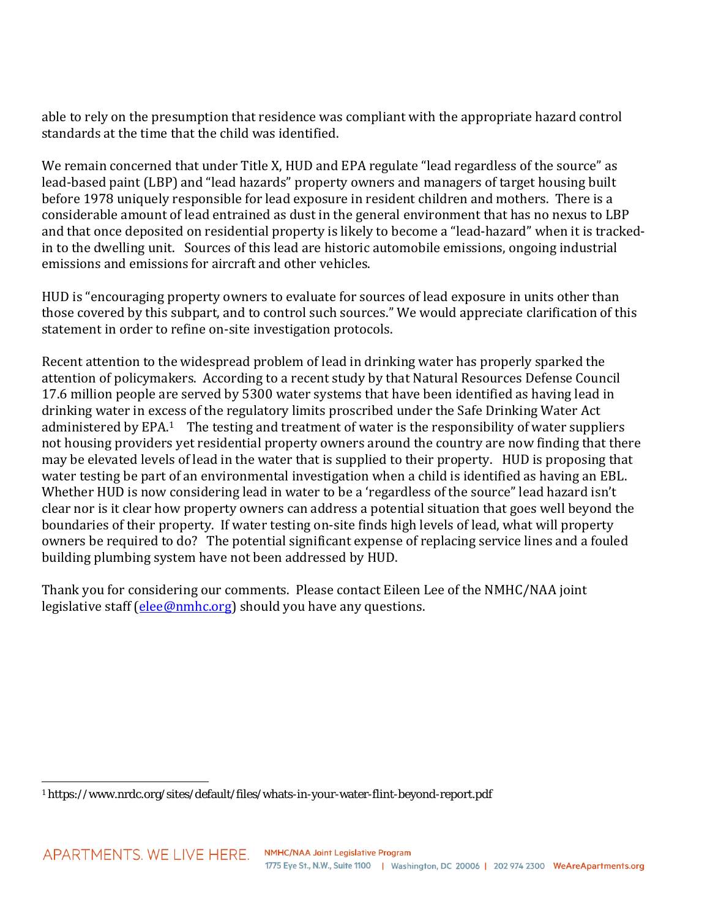able to rely on the presumption that residence was compliant with the appropriate hazard control standards at the time that the child was identified.

We remain concerned that under Title X, HUD and EPA regulate "lead regardless of the source" as lead-based paint (LBP) and "lead hazards" property owners and managers of target housing built before 1978 uniquely responsible for lead exposure in resident children and mothers. There is a considerable amount of lead entrained as dust in the general environment that has no nexus to LBP and that once deposited on residential property is likely to become a "lead-hazard" when it is tracked-in to the dwelling unit. Sources of this lead are historic automobile emissions, ongoing industrial emissions and emissions for aircraft and other vehicles.

HUD is "encouraging property owners to evaluate for sources of lead exposure in units other than those covered by this subpart, and to control such sources." We would appreciate clarification of this statement in order to refine on-site investigation protocols.

Recent attention to the widespread problem of lead in drinking water has properly sparked the attention of policymakers. According to a recent study by that Natural Resources Defense Council 17.6 million people are served by 5300 water systems that have been identified as having lead in drinking water in excess of the regulatory limits proscribed under the Safe Drinking Water Act administered by EPA.[1] The testing and treatment of water is the responsibility of water suppliers not housing providers yet residential property owners around the country are now finding that there may be elevated levels of lead in the water that is supplied to their property. HUD is proposing that water testing be part of an environmental investigation when a child is identified as having an EBL. Whether HUD is now considering lead in water to be a 'regardless of the source" lead hazard isn't clear nor is it clear how property owners can address a potential situation that goes well beyond the boundaries of their property. If water testing on-site finds high levels of lead, what will property owners be required to do? The potential significant expense of replacing service lines and a fouled building plumbing system have not been addressed by HUD.

Thank you for considering our comments. Please contact Eileen Lee of the NMHC/NAA joint legislative staff (elee@nmhc.org) should you have any questions.

[1] https://www.nrdc.org/sites/default/files/whats-in-your-water-flint-beyond-report.pdf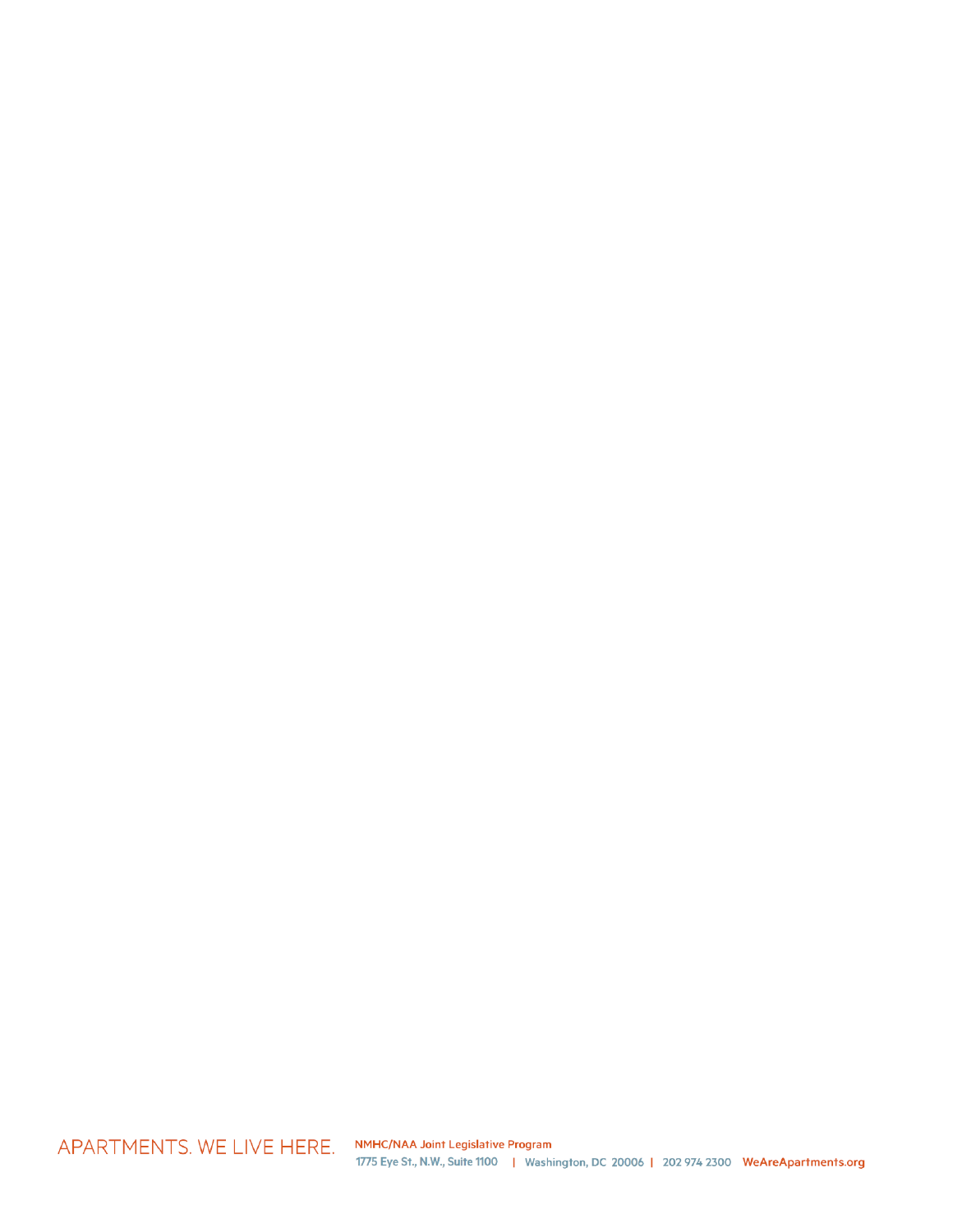APARTMENTS. WE LIVE HERE.

**NMHC/NAA Joint Legislative Program**

1775 Eye St., N.W., Suite 1100 | Washington, DC 20006 | 202 974 2300 WeAreApartments.org